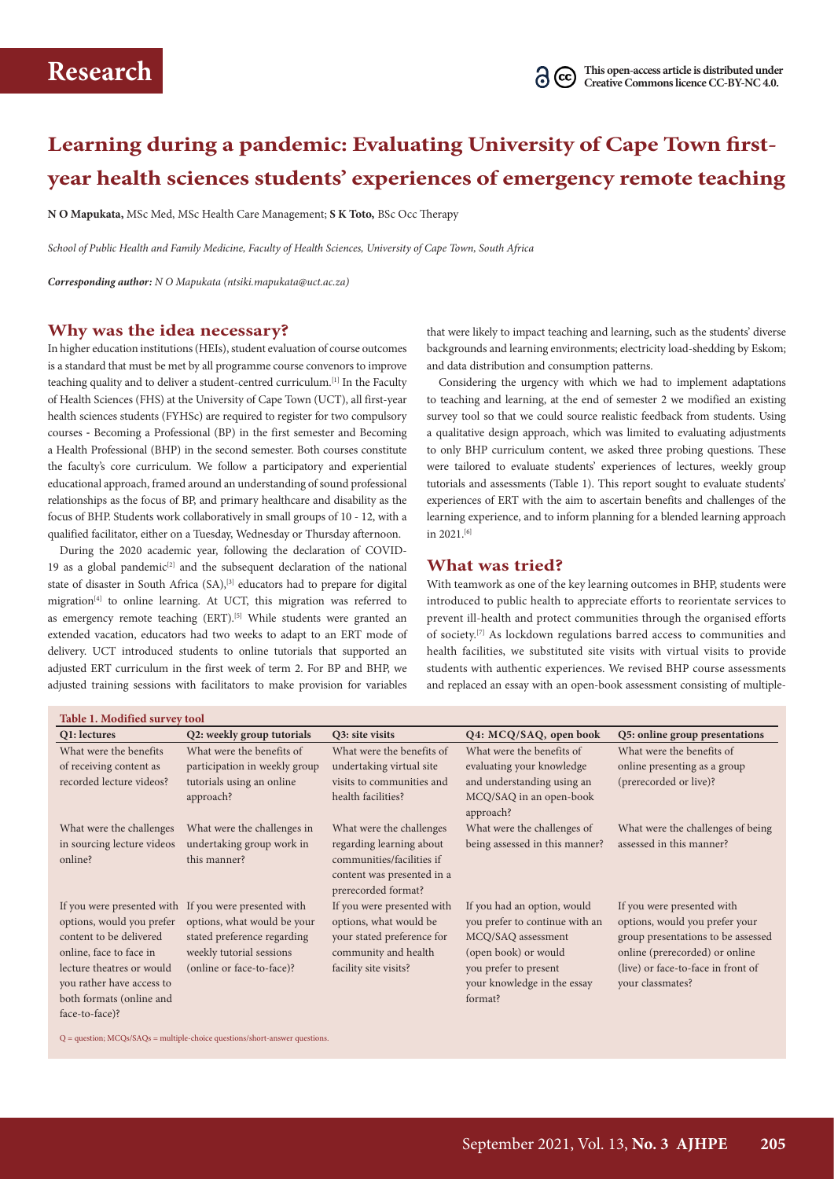# Learning during a pandemic: Evaluating University of Cape Town first-year health sciences students' experiences of emergency remote teaching

**N O Mapukata,** MSc Med, MSc Health Care Management; **S K Toto,** BSc Occ Therapy

*School of Public Health and Family Medicine, Faculty of Health Sciences, University of Cape Town, South Africa*

***Corresponding author:** N O Mapukata (ntsiki.mapukata@uct.ac.za)*

## Why was the idea necessary?

In higher education institutions (HEIs), student evaluation of course outcomes is a standard that must be met by all programme course convenors to improve teaching quality and to deliver a student-centred curriculum.[1] In the Faculty of Health Sciences (FHS) at the University of Cape Town (UCT), all first-year health sciences students (FYHSc) are required to register for two compulsory courses - Becoming a Professional (BP) in the first semester and Becoming a Health Professional (BHP) in the second semester. Both courses constitute the faculty's core curriculum. We follow a participatory and experiential educational approach, framed around an understanding of sound professional relationships as the focus of BP, and primary healthcare and disability as the focus of BHP. Students work collaboratively in small groups of 10 - 12, with a qualified facilitator, either on a Tuesday, Wednesday or Thursday afternoon.

During the 2020 academic year, following the declaration of COVID-19 as a global pandemic[2] and the subsequent declaration of the national state of disaster in South Africa (SA),[3] educators had to prepare for digital migration[4] to online learning. At UCT, this migration was referred to as emergency remote teaching (ERT).[5] While students were granted an extended vacation, educators had two weeks to adapt to an ERT mode of delivery. UCT introduced students to online tutorials that supported an adjusted ERT curriculum in the first week of term 2. For BP and BHP, we adjusted training sessions with facilitators to make provision for variables that were likely to impact teaching and learning, such as the students' diverse backgrounds and learning environments; electricity load-shedding by Eskom; and data distribution and consumption patterns.

Considering the urgency with which we had to implement adaptations to teaching and learning, at the end of semester 2 we modified an existing survey tool so that we could source realistic feedback from students. Using a qualitative design approach, which was limited to evaluating adjustments to only BHP curriculum content, we asked three probing questions. These were tailored to evaluate students' experiences of lectures, weekly group tutorials and assessments (Table 1). This report sought to evaluate students' experiences of ERT with the aim to ascertain benefits and challenges of the learning experience, and to inform planning for a blended learning approach in 2021.[6]

## What was tried?

With teamwork as one of the key learning outcomes in BHP, students were introduced to public health to appreciate efforts to reorientate services to prevent ill-health and protect communities through the organised efforts of society.[7] As lockdown regulations barred access to communities and health facilities, we substituted site visits with virtual visits to provide students with authentic experiences. We revised BHP course assessments and replaced an essay with an open-book assessment consisting of multiple-

**Table 1. Modified survey tool**

| Q1: lectures | Q2: weekly group tutorials | Q3: site visits | Q4: MCQ/SAQ, open book | Q5: online group presentations |
|---|---|---|---|---|
| What were the benefits of receiving content as recorded lecture videos? | What were the benefits of participation in weekly group tutorials using an online approach? | What were the benefits of undertaking virtual site visits to communities and health facilities? | What were the benefits of evaluating your knowledge and understanding using an MCQ/SAQ in an open-book approach? | What were the benefits of online presenting as a group (prerecorded or live)? |
| What were the challenges in sourcing lecture videos online? | What were the challenges in undertaking group work in this manner? | What were the challenges regarding learning about communities/facilities if content was presented in a prerecorded format? | What were the challenges of being assessed in this manner? | What were the challenges of being assessed in this manner? |
| If you were presented with options, would you prefer content to be delivered online, face to face in lecture theatres or would you rather have access to both formats (online and face-to-face)? | If you were presented with options, what would be your stated preference regarding weekly tutorial sessions (online or face-to-face)? | If you were presented with options, what would be your stated preference for community and health facility site visits? | If you had an option, would you prefer to continue with an MCQ/SAQ assessment (open book) or would you prefer to present your knowledge in the essay format? | If you were presented with options, would you prefer your group presentations to be assessed online (prerecorded) or online (live) or face-to-face in front of your classmates? |

Q = question; MCQs/SAQs = multiple-choice questions/short-answer questions.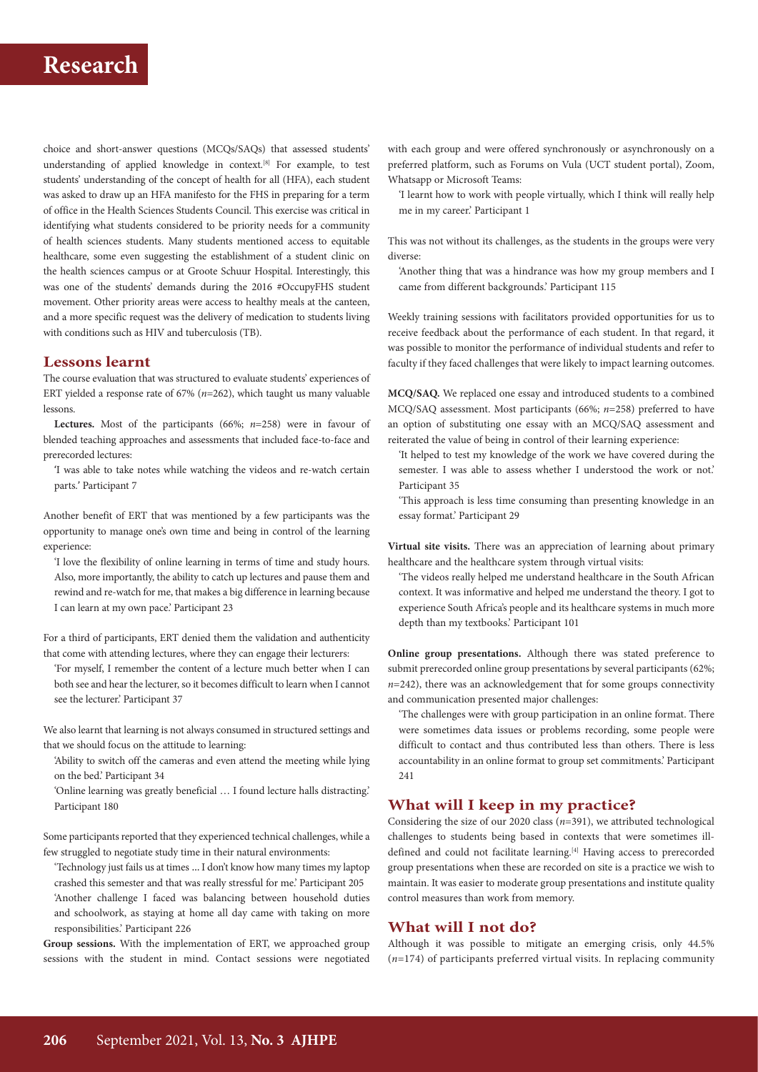choice and short-answer questions (MCQs/SAQs) that assessed students' understanding of applied knowledge in context.[8] For example, to test students' understanding of the concept of health for all (HFA), each student was asked to draw up an HFA manifesto for the FHS in preparing for a term of office in the Health Sciences Students Council. This exercise was critical in identifying what students considered to be priority needs for a community of health sciences students. Many students mentioned access to equitable healthcare, some even suggesting the establishment of a student clinic on the health sciences campus or at Groote Schuur Hospital. Interestingly, this was one of the students' demands during the 2016 #OccupyFHS student movement. Other priority areas were access to healthy meals at the canteen, and a more specific request was the delivery of medication to students living with conditions such as HIV and tuberculosis (TB).

## Lessons learnt

The course evaluation that was structured to evaluate students' experiences of ERT yielded a response rate of 67% (*n*=262), which taught us many valuable lessons.

**Lectures.** Most of the participants (66%; *n*=258) were in favour of blended teaching approaches and assessments that included face-to-face and prerecorded lectures:

> 'I was able to take notes while watching the videos and re-watch certain parts.' Participant 7

Another benefit of ERT that was mentioned by a few participants was the opportunity to manage one's own time and being in control of the learning experience:

> 'I love the flexibility of online learning in terms of time and study hours. Also, more importantly, the ability to catch up lectures and pause them and rewind and re-watch for me, that makes a big difference in learning because I can learn at my own pace.' Participant 23

For a third of participants, ERT denied them the validation and authenticity that come with attending lectures, where they can engage their lecturers:

> 'For myself, I remember the content of a lecture much better when I can both see and hear the lecturer, so it becomes difficult to learn when I cannot see the lecturer.' Participant 37

We also learnt that learning is not always consumed in structured settings and that we should focus on the attitude to learning:

> 'Ability to switch off the cameras and even attend the meeting while lying on the bed.' Participant 34
>
> 'Online learning was greatly beneficial … I found lecture halls distracting.' Participant 180

Some participants reported that they experienced technical challenges, while a few struggled to negotiate study time in their natural environments:

> 'Technology just fails us at times ... I don't know how many times my laptop crashed this semester and that was really stressful for me.' Participant 205
>
> 'Another challenge I faced was balancing between household duties and schoolwork, as staying at home all day came with taking on more responsibilities.' Participant 226

**Group sessions.** With the implementation of ERT, we approached group sessions with the student in mind. Contact sessions were negotiated with each group and were offered synchronously or asynchronously on a preferred platform, such as Forums on Vula (UCT student portal), Zoom, Whatsapp or Microsoft Teams:

> 'I learnt how to work with people virtually, which I think will really help me in my career.' Participant 1

This was not without its challenges, as the students in the groups were very diverse:

> 'Another thing that was a hindrance was how my group members and I came from different backgrounds.' Participant 115

Weekly training sessions with facilitators provided opportunities for us to receive feedback about the performance of each student. In that regard, it was possible to monitor the performance of individual students and refer to faculty if they faced challenges that were likely to impact learning outcomes.

**MCQ/SAQ.** We replaced one essay and introduced students to a combined MCQ/SAQ assessment. Most participants (66%; *n*=258) preferred to have an option of substituting one essay with an MCQ/SAQ assessment and reiterated the value of being in control of their learning experience:

> 'It helped to test my knowledge of the work we have covered during the semester. I was able to assess whether I understood the work or not.' Participant 35
>
> 'This approach is less time consuming than presenting knowledge in an essay format.' Participant 29

**Virtual site visits.** There was an appreciation of learning about primary healthcare and the healthcare system through virtual visits:

> 'The videos really helped me understand healthcare in the South African context. It was informative and helped me understand the theory. I got to experience South Africa's people and its healthcare systems in much more depth than my textbooks.' Participant 101

**Online group presentations.** Although there was stated preference to submit prerecorded online group presentations by several participants (62%; *n*=242), there was an acknowledgement that for some groups connectivity and communication presented major challenges:

> 'The challenges were with group participation in an online format. There were sometimes data issues or problems recording, some people were difficult to contact and thus contributed less than others. There is less accountability in an online format to group set commitments.' Participant 241

## What will I keep in my practice?

Considering the size of our 2020 class (*n*=391), we attributed technological challenges to students being based in contexts that were sometimes ill-defined and could not facilitate learning.[4] Having access to prerecorded group presentations when these are recorded on site is a practice we wish to maintain. It was easier to moderate group presentations and institute quality control measures than work from memory.

## What will I not do?

Although it was possible to mitigate an emerging crisis, only 44.5% (*n*=174) of participants preferred virtual visits. In replacing community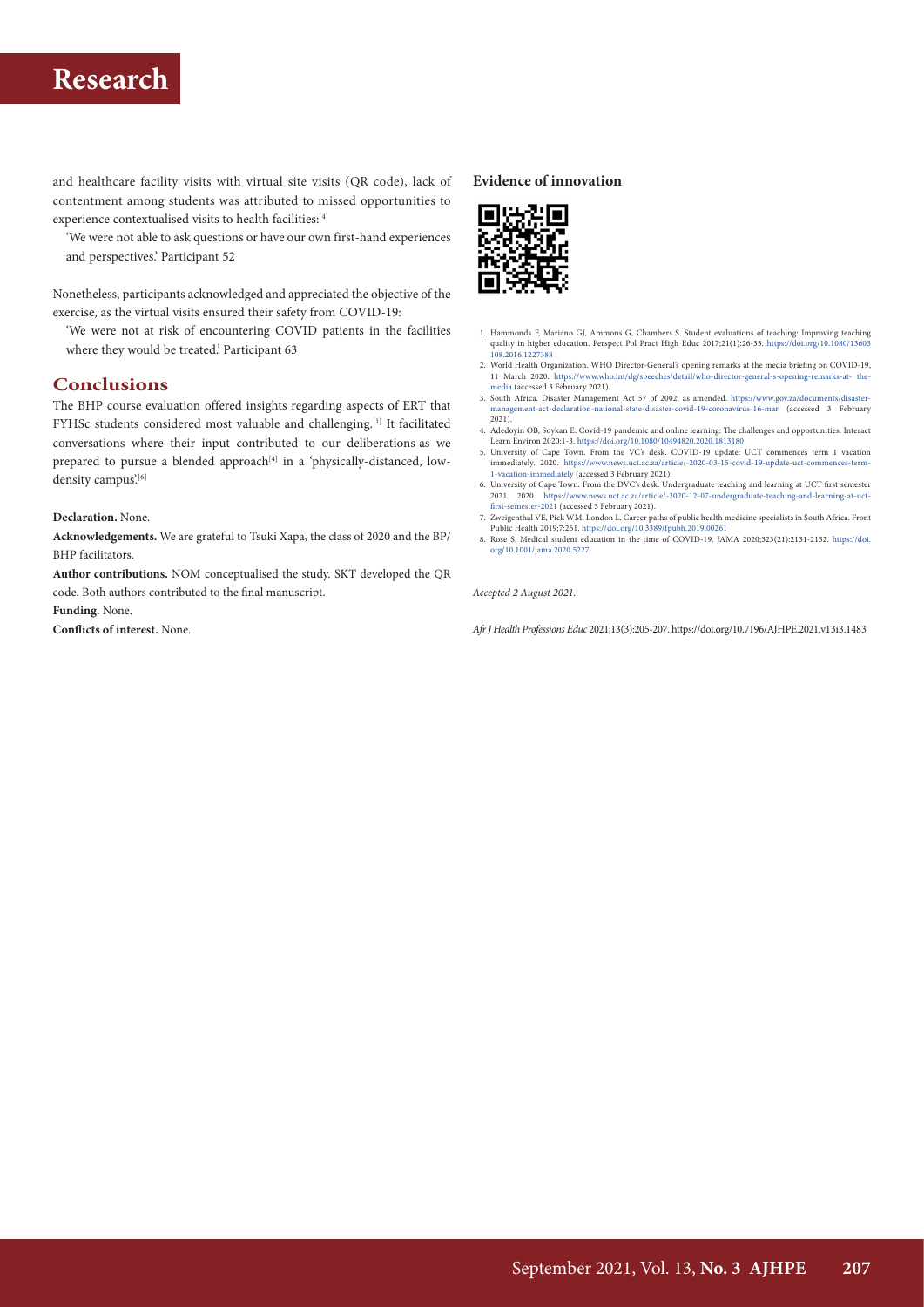and healthcare facility visits with virtual site visits (QR code), lack of contentment among students was attributed to missed opportunities to experience contextualised visits to health facilities:[4]

'We were not able to ask questions or have our own first-hand experiences and perspectives.' Participant 52

Nonetheless, participants acknowledged and appreciated the objective of the exercise, as the virtual visits ensured their safety from COVID-19:

'We were not at risk of encountering COVID patients in the facilities where they would be treated.' Participant 63

## Conclusions

The BHP course evaluation offered insights regarding aspects of ERT that FYHSc students considered most valuable and challenging.[1] It facilitated conversations where their input contributed to our deliberations as we prepared to pursue a blended approach[4] in a 'physically-distanced, low-density campus'.[6]

**Declaration.** None.

**Acknowledgements.** We are grateful to Tsuki Xapa, the class of 2020 and the BP/BHP facilitators.

**Author contributions.** NOM conceptualised the study. SKT developed the QR code. Both authors contributed to the final manuscript.

**Funding.** None.

**Conflicts of interest.** None.

**Evidence of innovation**

1. Hammonds F, Mariano GJ, Ammons G, Chambers S. Student evaluations of teaching: Improving teaching quality in higher education. Perspect Pol Pract High Educ 2017;21(1):26-33. https://doi.org/10.1080/13603108.2016.1227388
2. World Health Organization. WHO Director-General's opening remarks at the media briefing on COVID-19, 11 March 2020. https://www.who.int/dg/speeches/detail/who-director-general-s-opening-remarks-at- the-media (accessed 3 February 2021).
3. South Africa. Disaster Management Act 57 of 2002, as amended. https://www.gov.za/documents/disaster-management-act-declaration-national-state-disaster-covid-19-coronavirus-16-mar (accessed 3 February 2021).
4. Adedoyin OB, Soykan E. Covid-19 pandemic and online learning: The challenges and opportunities. Interact Learn Environ 2020:1-3. https://doi.org/10.1080/10494820.2020.1813180
5. University of Cape Town. From the VC's desk. COVID-19 update: UCT commences term 1 vacation immediately. 2020. https://www.news.uct.ac.za/article/-2020-03-15-covid-19-update-uct-commences-term-1-vacation-immediately (accessed 3 February 2021).
6. University of Cape Town. From the DVC's desk. Undergraduate teaching and learning at UCT first semester 2021. 2020. https://www.news.uct.ac.za/article/-2020-12-07-undergraduate-teaching-and-learning-at-uct-first-semester-2021 (accessed 3 February 2021).
7. Zweigenthal VE, Pick WM, London L. Career paths of public health medicine specialists in South Africa. Front Public Health 2019;7:261. https://doi.org/10.3389/fpubh.2019.00261
8. Rose S. Medical student education in the time of COVID-19. JAMA 2020;323(21):2131-2132. https://doi.org/10.1001/jama.2020.5227

*Accepted 2 August 2021.*

*Afr J Health Professions Educ* 2021;13(3):205-207. https://doi.org/10.7196/AJHPE.2021.v13i3.1483